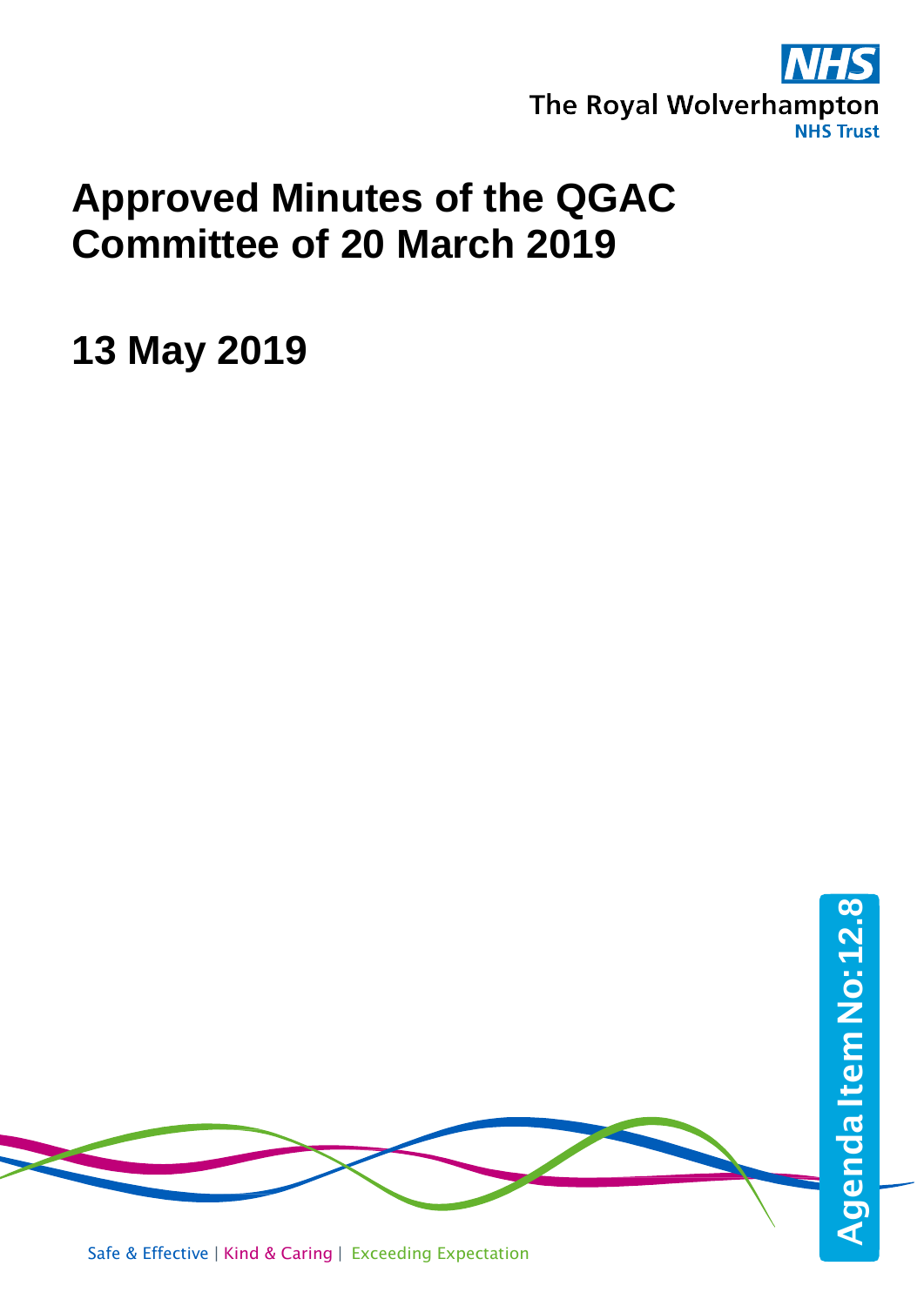The Royal Wolverhampton NHS Trust

# Approved Minutes of the QGAC Committee of 20 March 2019

## 13 May 2019

Agenda Item No: 12.8

Safe & Effective | Kind & Caring | Exceeding Expectation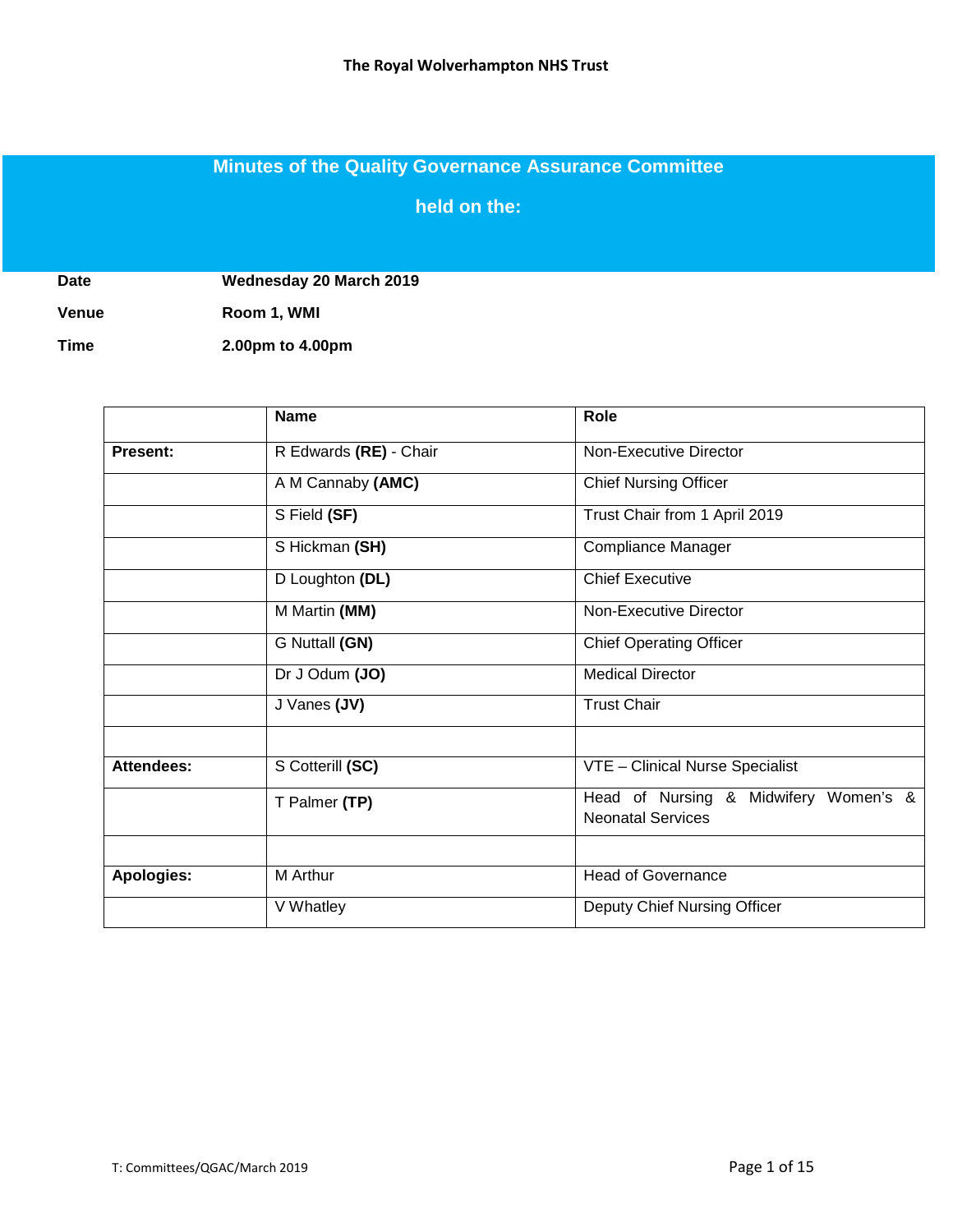The Royal Wolverhampton NHS Trust

# Minutes of the Quality Governance Assurance Committee

## held on the:

**Date** **Wednesday 20 March 2019**

**Venue** **Room 1, WMI**

**Time** **2.00pm to 4.00pm**

| | Name | Role |
|---|---|---|
| **Present:** | R Edwards **(RE)** - Chair | Non-Executive Director |
| | A M Cannaby **(AMC)** | Chief Nursing Officer |
| | S Field **(SF)** | Trust Chair from 1 April 2019 |
| | S Hickman **(SH)** | Compliance Manager |
| | D Loughton **(DL)** | Chief Executive |
| | M Martin **(MM)** | Non-Executive Director |
| | G Nuttall **(GN)** | Chief Operating Officer |
| | Dr J Odum **(JO)** | Medical Director |
| | J Vanes **(JV)** | Trust Chair |
| | | |
| **Attendees:** | S Cotterill **(SC)** | VTE – Clinical Nurse Specialist |
| | T Palmer **(TP)** | Head of Nursing & Midwifery Women's & Neonatal Services |
| | | |
| **Apologies:** | M Arthur | Head of Governance |
| | V Whatley | Deputy Chief Nursing Officer |

T: Committees/QGAC/March 2019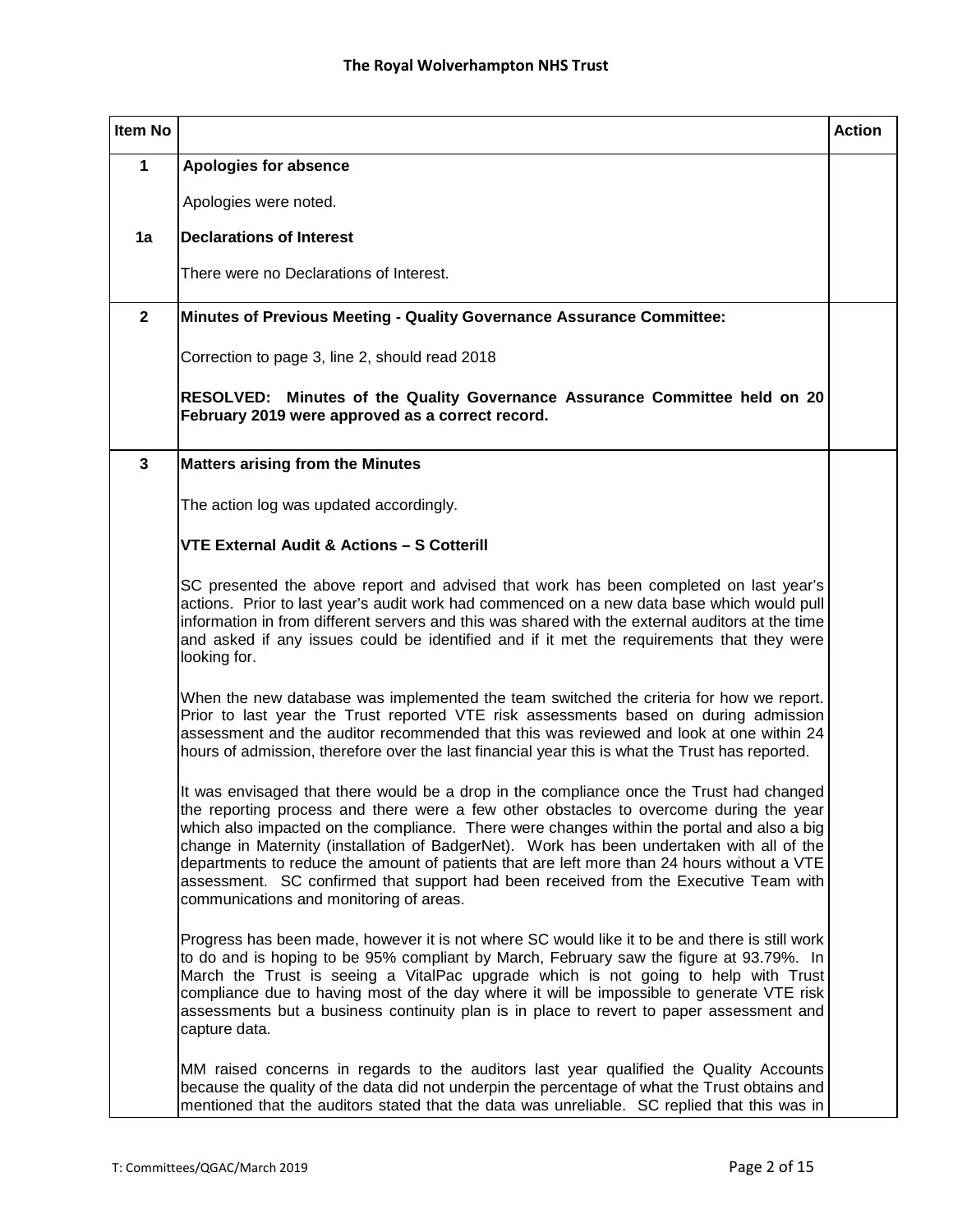| Item No | | Action |
|---|---|---|
| **1** | **Apologies for absence**<br><br>Apologies were noted. | |
| **1a** | **Declarations of Interest**<br><br>There were no Declarations of Interest. | |
| **2** | **Minutes of Previous Meeting - Quality Governance Assurance Committee:**<br><br>Correction to page 3, line 2, should read 2018<br><br>**RESOLVED: Minutes of the Quality Governance Assurance Committee held on 20 February 2019 were approved as a correct record.** | |
| **3** | **Matters arising from the Minutes**<br><br>The action log was updated accordingly.<br><br>**VTE External Audit & Actions – S Cotterill**<br><br>SC presented the above report and advised that work has been completed on last year's actions. Prior to last year's audit work had commenced on a new data base which would pull information in from different servers and this was shared with the external auditors at the time and asked if any issues could be identified and if it met the requirements that they were looking for.<br><br>When the new database was implemented the team switched the criteria for how we report. Prior to last year the Trust reported VTE risk assessments based on during admission assessment and the auditor recommended that this was reviewed and look at one within 24 hours of admission, therefore over the last financial year this is what the Trust has reported.<br><br>It was envisaged that there would be a drop in the compliance once the Trust had changed the reporting process and there were a few other obstacles to overcome during the year which also impacted on the compliance. There were changes within the portal and also a big change in Maternity (installation of BadgerNet). Work has been undertaken with all of the departments to reduce the amount of patients that are left more than 24 hours without a VTE assessment. SC confirmed that support had been received from the Executive Team with communications and monitoring of areas.<br><br>Progress has been made, however it is not where SC would like it to be and there is still work to do and is hoping to be 95% compliant by March, February saw the figure at 93.79%. In March the Trust is seeing a VitalPac upgrade which is not going to help with Trust compliance due to having most of the day where it will be impossible to generate VTE risk assessments but a business continuity plan is in place to revert to paper assessment and capture data.<br><br>MM raised concerns in regards to the auditors last year qualified the Quality Accounts because the quality of the data did not underpin the percentage of what the Trust obtains and mentioned that the auditors stated that the data was unreliable. SC replied that this was in | |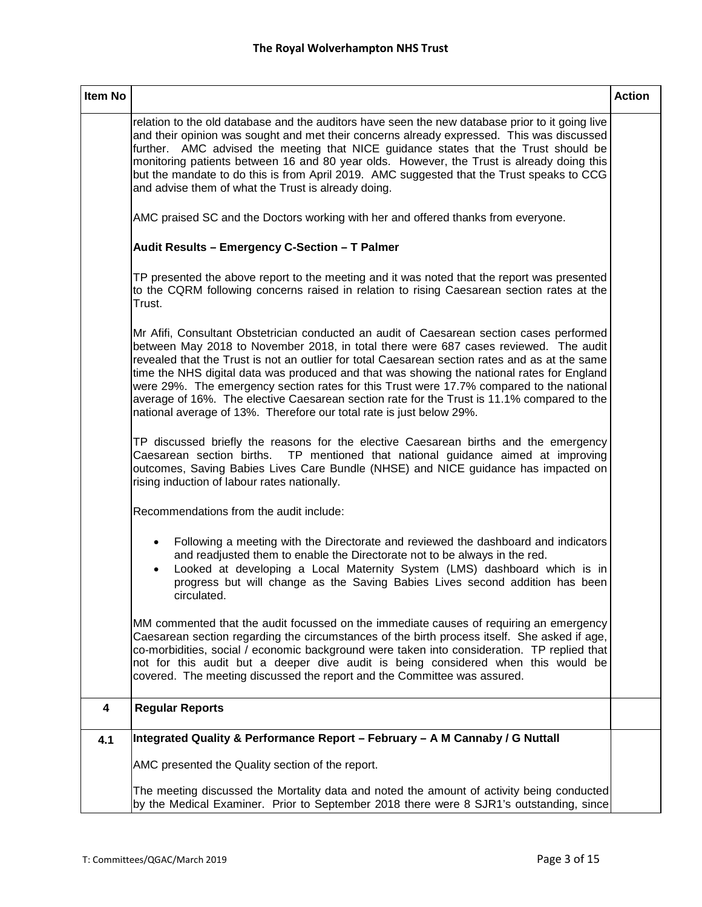| Item No | | Action |
|---|---|---|
| | relation to the old database and the auditors have seen the new database prior to it going live and their opinion was sought and met their concerns already expressed. This was discussed further. AMC advised the meeting that NICE guidance states that the Trust should be monitoring patients between 16 and 80 year olds. However, the Trust is already doing this but the mandate to do this is from April 2019. AMC suggested that the Trust speaks to CCG and advise them of what the Trust is already doing.<br><br>AMC praised SC and the Doctors working with her and offered thanks from everyone.<br><br>**Audit Results – Emergency C-Section – T Palmer**<br><br>TP presented the above report to the meeting and it was noted that the report was presented to the CQRM following concerns raised in relation to rising Caesarean section rates at the Trust.<br><br>Mr Afifi, Consultant Obstetrician conducted an audit of Caesarean section cases performed between May 2018 to November 2018, in total there were 687 cases reviewed. The audit revealed that the Trust is not an outlier for total Caesarean section rates and as at the same time the NHS digital data was produced and that was showing the national rates for England were 29%. The emergency section rates for this Trust were 17.7% compared to the national average of 16%. The elective Caesarean section rate for the Trust is 11.1% compared to the national average of 13%. Therefore our total rate is just below 29%.<br><br>TP discussed briefly the reasons for the elective Caesarean births and the emergency Caesarean section births. TP mentioned that national guidance aimed at improving outcomes, Saving Babies Lives Care Bundle (NHSE) and NICE guidance has impacted on rising induction of labour rates nationally.<br><br>Recommendations from the audit include:<br><br>• Following a meeting with the Directorate and reviewed the dashboard and indicators and readjusted them to enable the Directorate not to be always in the red.<br>• Looked at developing a Local Maternity System (LMS) dashboard which is in progress but will change as the Saving Babies Lives second addition has been circulated.<br><br>MM commented that the audit focussed on the immediate causes of requiring an emergency Caesarean section regarding the circumstances of the birth process itself. She asked if age, co-morbidities, social / economic background were taken into consideration. TP replied that not for this audit but a deeper dive audit is being considered when this would be covered. The meeting discussed the report and the Committee was assured. | |
| **4** | **Regular Reports** | |
| **4.1** | **Integrated Quality & Performance Report – February – A M Cannaby / G Nuttall**<br><br>AMC presented the Quality section of the report.<br><br>The meeting discussed the Mortality data and noted the amount of activity being conducted by the Medical Examiner. Prior to September 2018 there were 8 SJR1's outstanding, since | |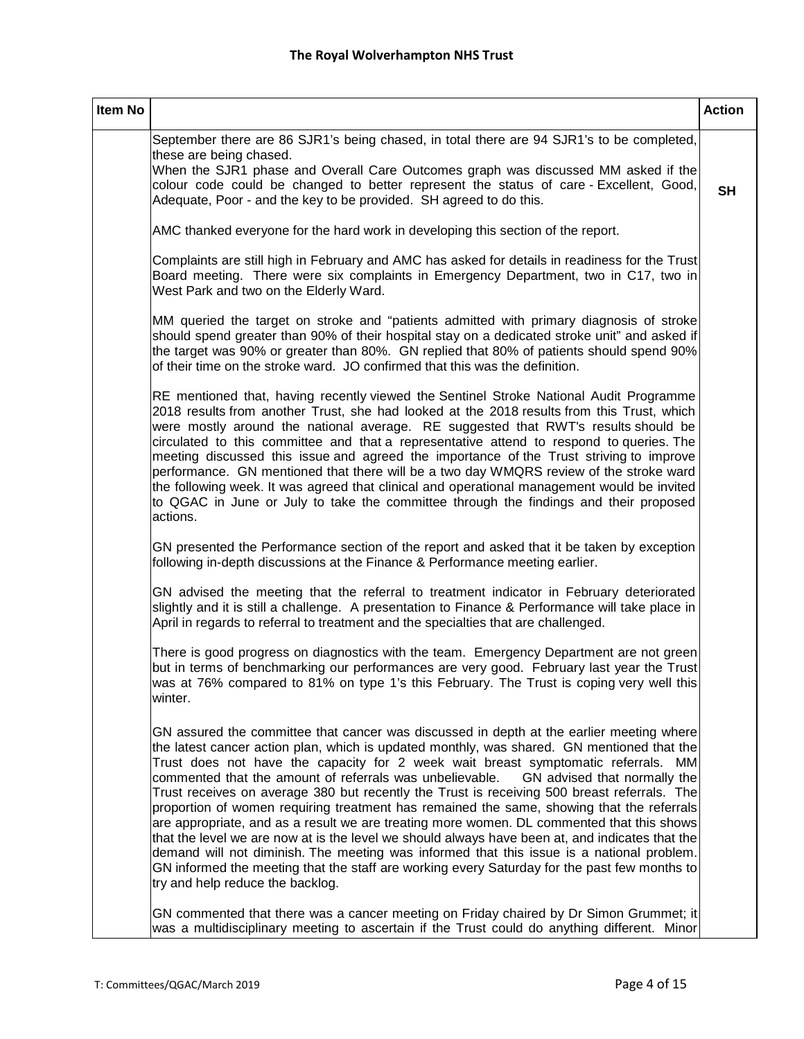| Item No | | Action |
|---|---|---|
| | September there are 86 SJR1's being chased, in total there are 94 SJR1's to be completed, these are being chased.<br>When the SJR1 phase and Overall Care Outcomes graph was discussed MM asked if the colour code could be changed to better represent the status of care - Excellent, Good, Adequate, Poor - and the key to be provided. SH agreed to do this. | **SH** |
| | AMC thanked everyone for the hard work in developing this section of the report. | |
| | Complaints are still high in February and AMC has asked for details in readiness for the Trust Board meeting. There were six complaints in Emergency Department, two in C17, two in West Park and two on the Elderly Ward. | |
| | MM queried the target on stroke and "patients admitted with primary diagnosis of stroke should spend greater than 90% of their hospital stay on a dedicated stroke unit" and asked if the target was 90% or greater than 80%. GN replied that 80% of patients should spend 90% of their time on the stroke ward. JO confirmed that this was the definition. | |
| | RE mentioned that, having recently viewed the Sentinel Stroke National Audit Programme 2018 results from another Trust, she had looked at the 2018 results from this Trust, which were mostly around the national average. RE suggested that RWT's results should be circulated to this committee and that a representative attend to respond to queries. The meeting discussed this issue and agreed the importance of the Trust striving to improve performance. GN mentioned that there will be a two day WMQRS review of the stroke ward the following week. It was agreed that clinical and operational management would be invited to QGAC in June or July to take the committee through the findings and their proposed actions. | |
| | GN presented the Performance section of the report and asked that it be taken by exception following in-depth discussions at the Finance & Performance meeting earlier. | |
| | GN advised the meeting that the referral to treatment indicator in February deteriorated slightly and it is still a challenge. A presentation to Finance & Performance will take place in April in regards to referral to treatment and the specialties that are challenged. | |
| | There is good progress on diagnostics with the team. Emergency Department are not green but in terms of benchmarking our performances are very good. February last year the Trust was at 76% compared to 81% on type 1's this February. The Trust is coping very well this winter. | |
| | GN assured the committee that cancer was discussed in depth at the earlier meeting where the latest cancer action plan, which is updated monthly, was shared. GN mentioned that the Trust does not have the capacity for 2 week wait breast symptomatic referrals. MM commented that the amount of referrals was unbelievable. GN advised that normally the Trust receives on average 380 but recently the Trust is receiving 500 breast referrals. The proportion of women requiring treatment has remained the same, showing that the referrals are appropriate, and as a result we are treating more women. DL commented that this shows that the level we are now at is the level we should always have been at, and indicates that the demand will not diminish. The meeting was informed that this issue is a national problem. GN informed the meeting that the staff are working every Saturday for the past few months to try and help reduce the backlog. | |
| | GN commented that there was a cancer meeting on Friday chaired by Dr Simon Grummet; it was a multidisciplinary meeting to ascertain if the Trust could do anything different. Minor | |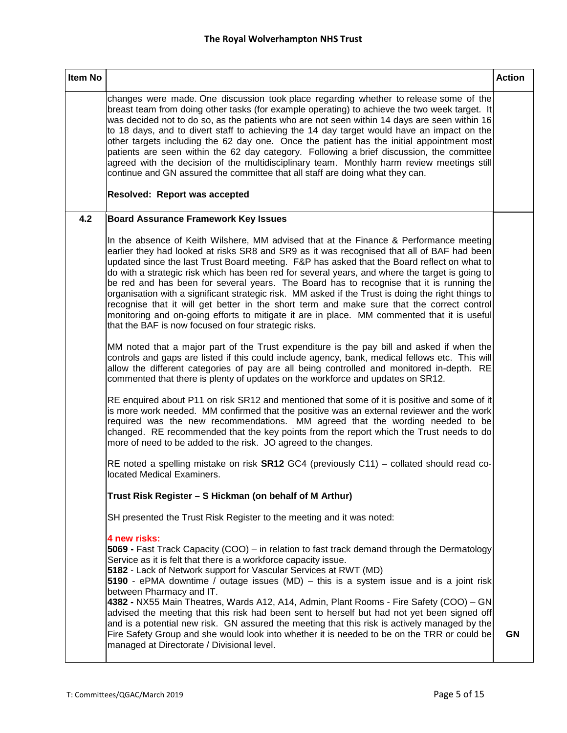| Item No | | Action |
|---|---|---|
| | changes were made. One discussion took place regarding whether to release some of the breast team from doing other tasks (for example operating) to achieve the two week target. It was decided not to do so, as the patients who are not seen within 14 days are seen within 16 to 18 days, and to divert staff to achieving the 14 day target would have an impact on the other targets including the 62 day one. Once the patient has the initial appointment most patients are seen within the 62 day category. Following a brief discussion, the committee agreed with the decision of the multidisciplinary team. Monthly harm review meetings still continue and GN assured the committee that all staff are doing what they can.<br><br>**Resolved: Report was accepted** | |
| **4.2** | **Board Assurance Framework Key Issues**<br><br>In the absence of Keith Wilshere, MM advised that at the Finance & Performance meeting earlier they had looked at risks SR8 and SR9 as it was recognised that all of BAF had been updated since the last Trust Board meeting. F&P has asked that the Board reflect on what to do with a strategic risk which has been red for several years, and where the target is going to be red and has been for several years. The Board has to recognise that it is running the organisation with a significant strategic risk. MM asked if the Trust is doing the right things to recognise that it will get better in the short term and make sure that the correct control monitoring and on-going efforts to mitigate it are in place. MM commented that it is useful that the BAF is now focused on four strategic risks.<br><br>MM noted that a major part of the Trust expenditure is the pay bill and asked if when the controls and gaps are listed if this could include agency, bank, medical fellows etc. This will allow the different categories of pay are all being controlled and monitored in-depth. RE commented that there is plenty of updates on the workforce and updates on SR12.<br><br>RE enquired about P11 on risk SR12 and mentioned that some of it is positive and some of it is more work needed. MM confirmed that the positive was an external reviewer and the work required was the new recommendations. MM agreed that the wording needed to be changed. RE recommended that the key points from the report which the Trust needs to do more of need to be added to the risk. JO agreed to the changes.<br><br>RE noted a spelling mistake on risk **SR12** GC4 (previously C11) – collated should read co-located Medical Examiners.<br><br>**Trust Risk Register – S Hickman (on behalf of M Arthur)**<br><br>SH presented the Trust Risk Register to the meeting and it was noted:<br><br>**4 new risks:**<br>**5069 -** Fast Track Capacity (COO) – in relation to fast track demand through the Dermatology Service as it is felt that there is a workforce capacity issue.<br>**5182** - Lack of Network support for Vascular Services at RWT (MD)<br>**5190** - ePMA downtime / outage issues (MD) – this is a system issue and is a joint risk between Pharmacy and IT.<br>**4382 -** NX55 Main Theatres, Wards A12, A14, Admin, Plant Rooms - Fire Safety (COO) – GN advised the meeting that this risk had been sent to herself but had not yet been signed off and is a potential new risk. GN assured the meeting that this risk is actively managed by the Fire Safety Group and she would look into whether it is needed to be on the TRR or could be managed at Directorate / Divisional level. | **GN** |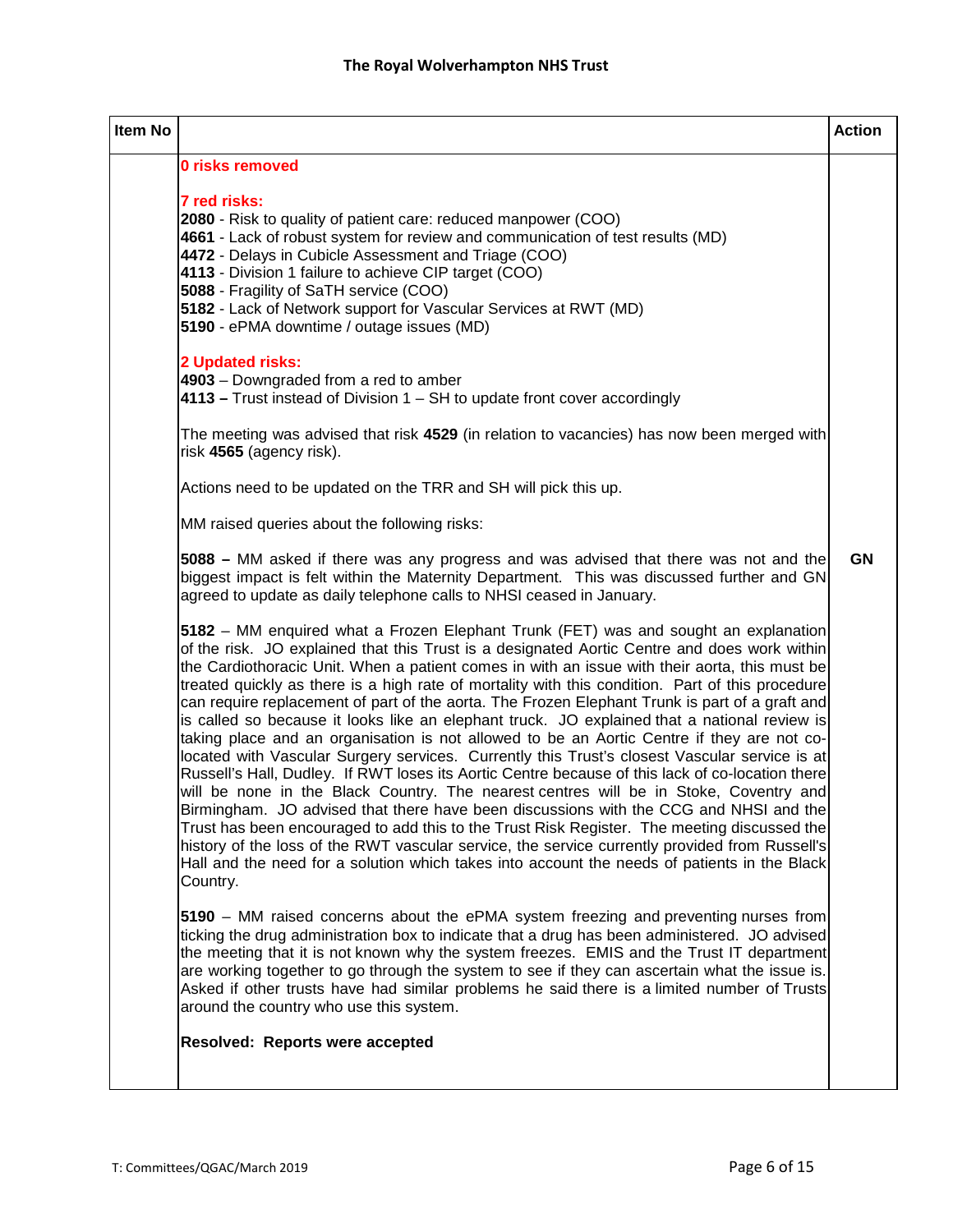| Item No | | Action |
|---|---|---|
| | **0 risks removed**<br><br>**7 red risks:**<br>**2080** - Risk to quality of patient care: reduced manpower (COO)<br>**4661** - Lack of robust system for review and communication of test results (MD)<br>**4472** - Delays in Cubicle Assessment and Triage (COO)<br>**4113** - Division 1 failure to achieve CIP target (COO)<br>**5088** - Fragility of SaTH service (COO)<br>**5182** - Lack of Network support for Vascular Services at RWT (MD)<br>**5190** - ePMA downtime / outage issues (MD)<br><br>**2 Updated risks:**<br>**4903** – Downgraded from a red to amber<br>**4113 –** Trust instead of Division 1 – SH to update front cover accordingly<br><br>The meeting was advised that risk **4529** (in relation to vacancies) has now been merged with risk **4565** (agency risk).<br><br>Actions need to be updated on the TRR and SH will pick this up.<br><br>MM raised queries about the following risks:<br><br>**5088 –** MM asked if there was any progress and was advised that there was not and the biggest impact is felt within the Maternity Department. This was discussed further and GN agreed to update as daily telephone calls to NHSI ceased in January.<br><br>**5182** – MM enquired what a Frozen Elephant Trunk (FET) was and sought an explanation of the risk. JO explained that this Trust is a designated Aortic Centre and does work within the Cardiothoracic Unit. When a patient comes in with an issue with their aorta, this must be treated quickly as there is a high rate of mortality with this condition. Part of this procedure can require replacement of part of the aorta. The Frozen Elephant Trunk is part of a graft and is called so because it looks like an elephant truck. JO explained that a national review is taking place and an organisation is not allowed to be an Aortic Centre if they are not co-located with Vascular Surgery services. Currently this Trust's closest Vascular service is at Russell's Hall, Dudley. If RWT loses its Aortic Centre because of this lack of co-location there will be none in the Black Country. The nearest centres will be in Stoke, Coventry and Birmingham. JO advised that there have been discussions with the CCG and NHSI and the Trust has been encouraged to add this to the Trust Risk Register. The meeting discussed the history of the loss of the RWT vascular service, the service currently provided from Russell's Hall and the need for a solution which takes into account the needs of patients in the Black Country.<br><br>**5190** – MM raised concerns about the ePMA system freezing and preventing nurses from ticking the drug administration box to indicate that a drug has been administered. JO advised the meeting that it is not known why the system freezes. EMIS and the Trust IT department are working together to go through the system to see if they can ascertain what the issue is. Asked if other trusts have had similar problems he said there is a limited number of Trusts around the country who use this system.<br><br>**Resolved: Reports were accepted** | <br><br><br><br><br><br><br><br><br><br><br><br><br><br><br><br><br><br><br><br><br><br><br><br>**GN** |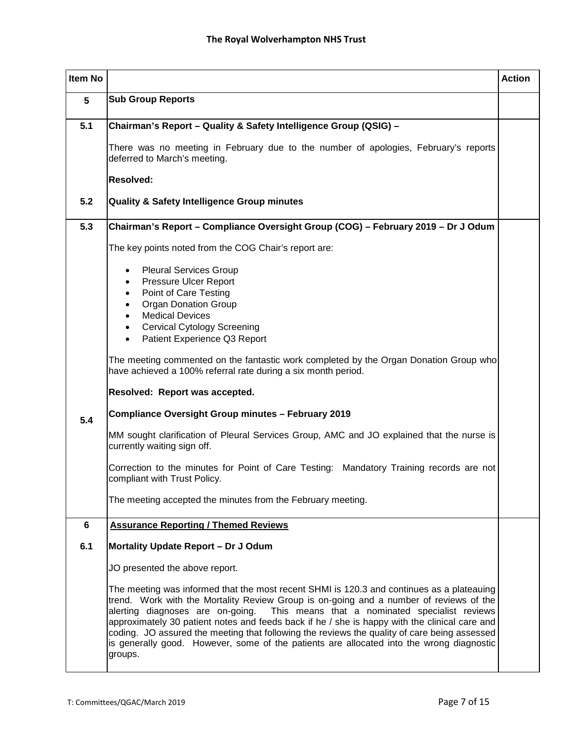| Item No | | Action |
|---|---|---|
| **5** | **Sub Group Reports** | |
| **5.1** | **Chairman's Report – Quality & Safety Intelligence Group (QSIG) –**<br><br>There was no meeting in February due to the number of apologies, February's reports deferred to March's meeting.<br><br>**Resolved:** | |
| **5.2** | **Quality & Safety Intelligence Group minutes** | |
| **5.3** | **Chairman's Report – Compliance Oversight Group (COG) – February 2019 – Dr J Odum**<br><br>The key points noted from the COG Chair's report are:<br><br>• Pleural Services Group<br>• Pressure Ulcer Report<br>• Point of Care Testing<br>• Organ Donation Group<br>• Medical Devices<br>• Cervical Cytology Screening<br>• Patient Experience Q3 Report<br><br>The meeting commented on the fantastic work completed by the Organ Donation Group who have achieved a 100% referral rate during a six month period.<br><br>**Resolved: Report was accepted.** | |
| **5.4** | **Compliance Oversight Group minutes – February 2019**<br><br>MM sought clarification of Pleural Services Group, AMC and JO explained that the nurse is currently waiting sign off.<br><br>Correction to the minutes for Point of Care Testing: Mandatory Training records are not compliant with Trust Policy.<br><br>The meeting accepted the minutes from the February meeting. | |
| **6** | **Assurance Reporting / Themed Reviews** | |
| **6.1** | **Mortality Update Report – Dr J Odum**<br><br>JO presented the above report.<br><br>The meeting was informed that the most recent SHMI is 120.3 and continues as a plateauing trend. Work with the Mortality Review Group is on-going and a number of reviews of the alerting diagnoses are on-going. This means that a nominated specialist reviews approximately 30 patient notes and feeds back if he / she is happy with the clinical care and coding. JO assured the meeting that following the reviews the quality of care being assessed is generally good. However, some of the patients are allocated into the wrong diagnostic groups. | |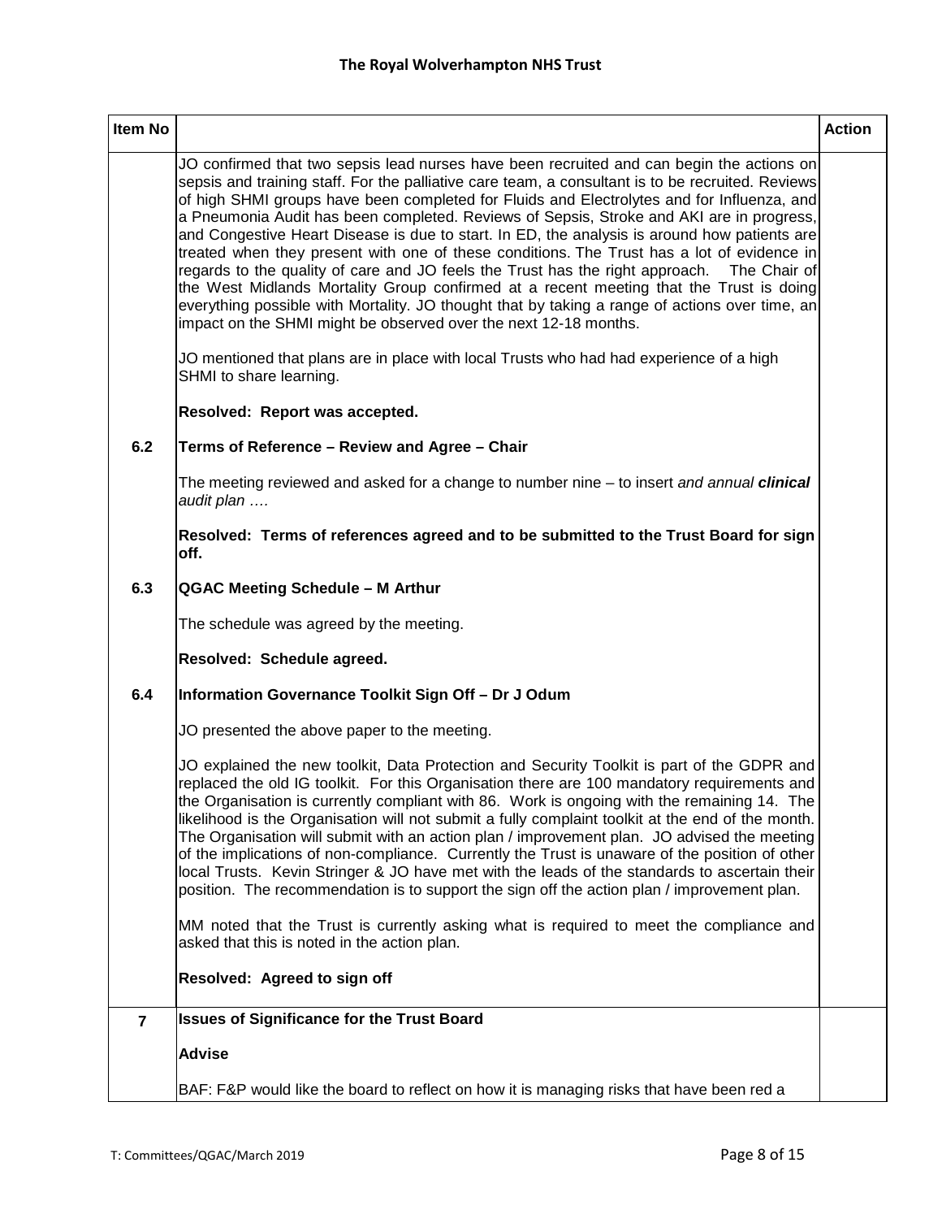| Item No | | Action |
|---|---|---|
| | JO confirmed that two sepsis lead nurses have been recruited and can begin the actions on sepsis and training staff. For the palliative care team, a consultant is to be recruited. Reviews of high SHMI groups have been completed for Fluids and Electrolytes and for Influenza, and a Pneumonia Audit has been completed. Reviews of Sepsis, Stroke and AKI are in progress, and Congestive Heart Disease is due to start. In ED, the analysis is around how patients are treated when they present with one of these conditions. The Trust has a lot of evidence in regards to the quality of care and JO feels the Trust has the right approach. The Chair of the West Midlands Mortality Group confirmed at a recent meeting that the Trust is doing everything possible with Mortality. JO thought that by taking a range of actions over time, an impact on the SHMI might be observed over the next 12-18 months.<br><br>JO mentioned that plans are in place with local Trusts who had had experience of a high SHMI to share learning.<br><br>**Resolved: Report was accepted.** | |
| **6.2** | **Terms of Reference – Review and Agree – Chair**<br><br>The meeting reviewed and asked for a change to number nine – to insert *and annual **clinical** audit plan ….*<br><br>**Resolved: Terms of references agreed and to be submitted to the Trust Board for sign off.** | |
| **6.3** | **QGAC Meeting Schedule – M Arthur**<br><br>The schedule was agreed by the meeting.<br><br>**Resolved: Schedule agreed.** | |
| **6.4** | **Information Governance Toolkit Sign Off – Dr J Odum**<br><br>JO presented the above paper to the meeting.<br><br>JO explained the new toolkit, Data Protection and Security Toolkit is part of the GDPR and replaced the old IG toolkit. For this Organisation there are 100 mandatory requirements and the Organisation is currently compliant with 86. Work is ongoing with the remaining 14. The likelihood is the Organisation will not submit a fully complaint toolkit at the end of the month. The Organisation will submit with an action plan / improvement plan. JO advised the meeting of the implications of non-compliance. Currently the Trust is unaware of the position of other local Trusts. Kevin Stringer & JO have met with the leads of the standards to ascertain their position. The recommendation is to support the sign off the action plan / improvement plan.<br><br>MM noted that the Trust is currently asking what is required to meet the compliance and asked that this is noted in the action plan.<br><br>**Resolved: Agreed to sign off** | |
| **7** | **Issues of Significance for the Trust Board**<br><br>**Advise**<br><br>BAF: F&P would like the board to reflect on how it is managing risks that have been red a | |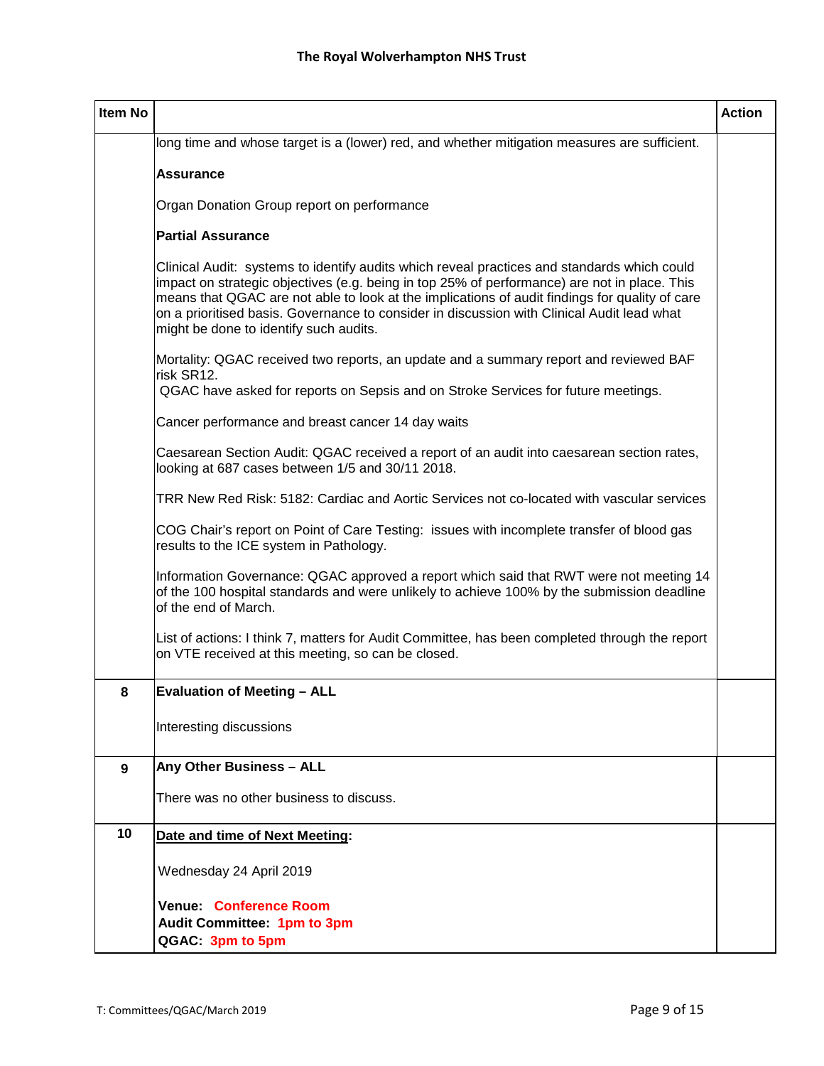| Item No | | Action |
|---|---|---|
| | long time and whose target is a (lower) red, and whether mitigation measures are sufficient.<br><br>**Assurance**<br><br>Organ Donation Group report on performance<br><br>**Partial Assurance**<br><br>Clinical Audit: systems to identify audits which reveal practices and standards which could impact on strategic objectives (e.g. being in top 25% of performance) are not in place. This means that QGAC are not able to look at the implications of audit findings for quality of care on a prioritised basis. Governance to consider in discussion with Clinical Audit lead what might be done to identify such audits.<br><br>Mortality: QGAC received two reports, an update and a summary report and reviewed BAF risk SR12.<br>QGAC have asked for reports on Sepsis and on Stroke Services for future meetings.<br><br>Cancer performance and breast cancer 14 day waits<br><br>Caesarean Section Audit: QGAC received a report of an audit into caesarean section rates, looking at 687 cases between 1/5 and 30/11 2018.<br><br>TRR New Red Risk: 5182: Cardiac and Aortic Services not co-located with vascular services<br><br>COG Chair's report on Point of Care Testing: issues with incomplete transfer of blood gas results to the ICE system in Pathology.<br><br>Information Governance: QGAC approved a report which said that RWT were not meeting 14 of the 100 hospital standards and were unlikely to achieve 100% by the submission deadline of the end of March.<br><br>List of actions: I think 7, matters for Audit Committee, has been completed through the report on VTE received at this meeting, so can be closed. | |
| **8** | **Evaluation of Meeting – ALL**<br><br>Interesting discussions | |
| **9** | **Any Other Business – ALL**<br><br>There was no other business to discuss. | |
| **10** | **<u>Date and time of Next Meeting</u>:**<br><br>Wednesday 24 April 2019<br><br>**Venue: Conference Room**<br>**Audit Committee: 1pm to 3pm**<br>**QGAC: 3pm to 5pm** | |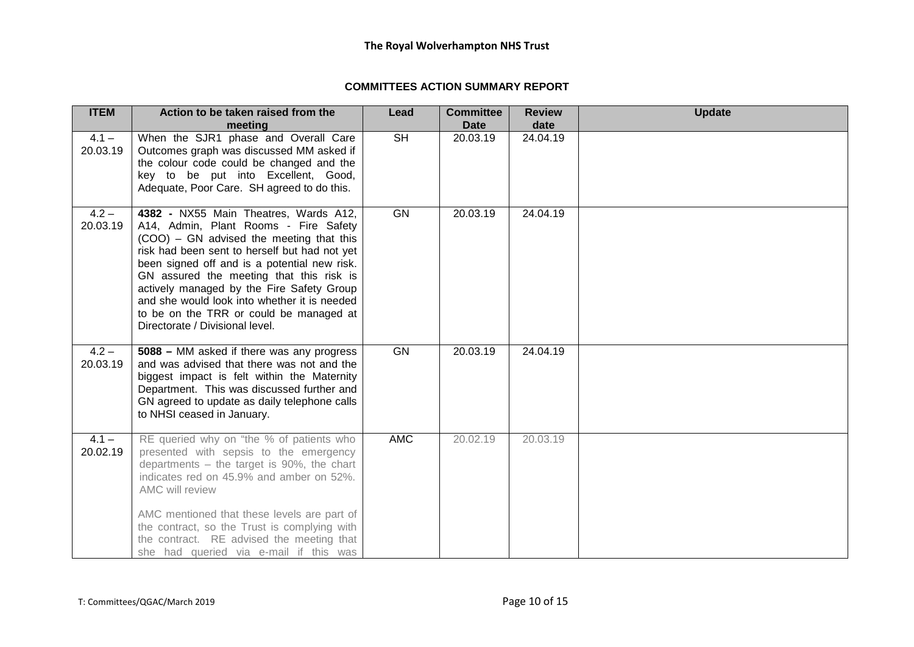## COMMITTEES ACTION SUMMARY REPORT

| ITEM | Action to be taken raised from the meeting | Lead | Committee Date | Review date | Update |
|---|---|---|---|---|---|
| 4.1 – 20.03.19 | When the SJR1 phase and Overall Care Outcomes graph was discussed MM asked if the colour code could be changed and the key to be put into Excellent, Good, Adequate, Poor Care. SH agreed to do this. | SH | 20.03.19 | 24.04.19 | |
| 4.2 – 20.03.19 | **4382 -** NX55 Main Theatres, Wards A12, A14, Admin, Plant Rooms - Fire Safety (COO) – GN advised the meeting that this risk had been sent to herself but had not yet been signed off and is a potential new risk. GN assured the meeting that this risk is actively managed by the Fire Safety Group and she would look into whether it is needed to be on the TRR or could be managed at Directorate / Divisional level. | GN | 20.03.19 | 24.04.19 | |
| 4.2 – 20.03.19 | **5088 –** MM asked if there was any progress and was advised that there was not and the biggest impact is felt within the Maternity Department. This was discussed further and GN agreed to update as daily telephone calls to NHSI ceased in January. | GN | 20.03.19 | 24.04.19 | |
| 4.1 – 20.02.19 | RE queried why on "the % of patients who presented with sepsis to the emergency departments – the target is 90%, the chart indicates red on 45.9% and amber on 52%. AMC will review<br><br>AMC mentioned that these levels are part of the contract, so the Trust is complying with the contract. RE advised the meeting that she had queried via e-mail if this was | AMC | 20.02.19 | 20.03.19 | |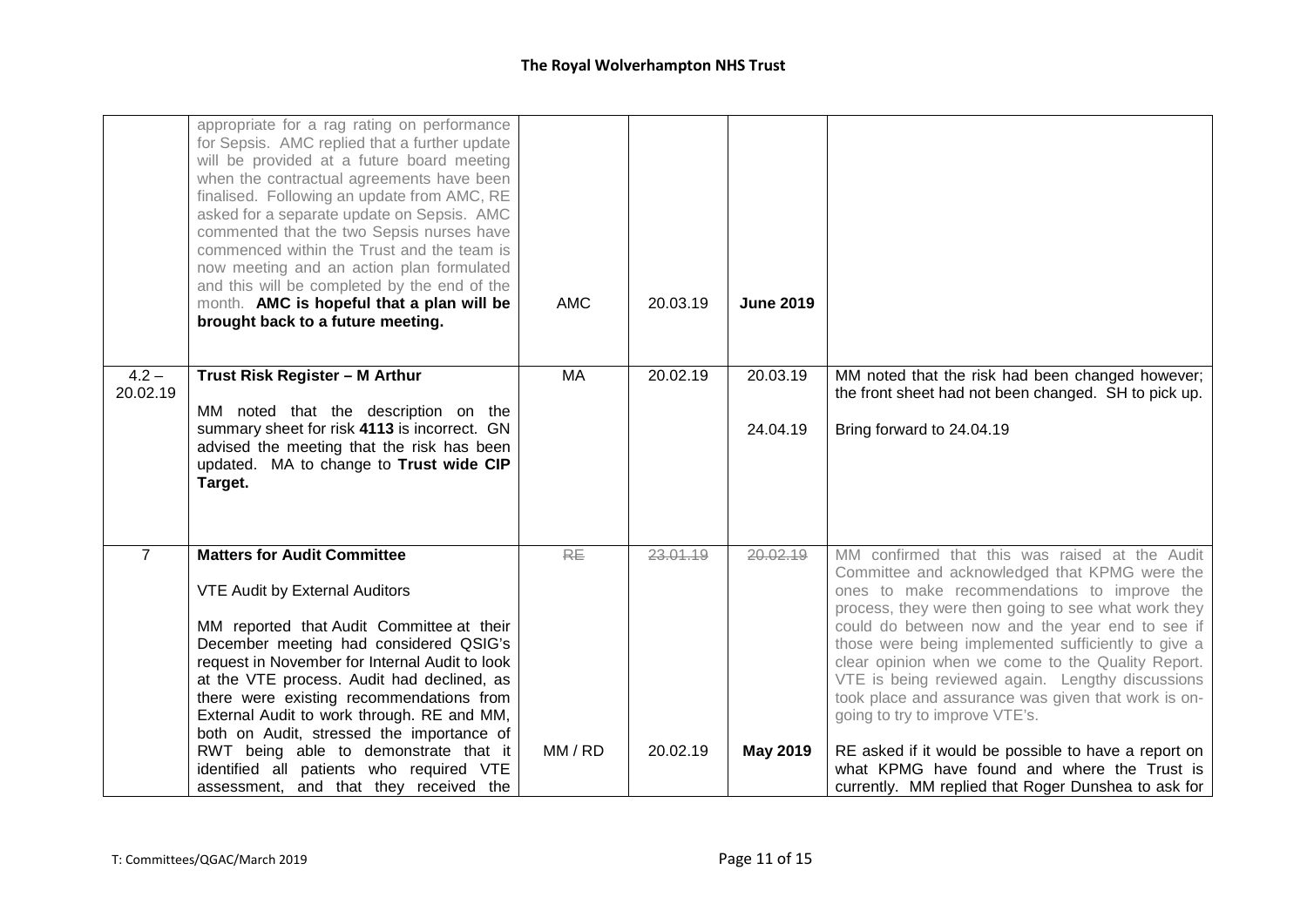| | | | | | |
|---|---|---|---|---|---|
| | appropriate for a rag rating on performance for Sepsis. AMC replied that a further update will be provided at a future board meeting when the contractual agreements have been finalised. Following an update from AMC, RE asked for a separate update on Sepsis. AMC commented that the two Sepsis nurses have commenced within the Trust and the team is now meeting and an action plan formulated and this will be completed by the end of the month. **AMC is hopeful that a plan will be brought back to a future meeting.** | AMC | 20.03.19 | **June 2019** | |
| 4.2 – 20.02.19 | **Trust Risk Register – M Arthur**<br><br>MM noted that the description on the summary sheet for risk **4113** is incorrect. GN advised the meeting that the risk has been updated. MA to change to **Trust wide CIP Target.** | MA | 20.02.19 | 20.03.19<br><br>24.04.19 | MM noted that the risk had been changed however; the front sheet had not been changed. SH to pick up.<br><br>Bring forward to 24.04.19 |
| 7 | **Matters for Audit Committee**<br><br>VTE Audit by External Auditors<br><br>MM reported that Audit Committee at their December meeting had considered QSIG's request in November for Internal Audit to look at the VTE process. Audit had declined, as there were existing recommendations from External Audit to work through. RE and MM, both on Audit, stressed the importance of RWT being able to demonstrate that it identified all patients who required VTE assessment, and that they received the | ~~RE~~<br><br><br><br><br><br><br><br><br>MM / RD | ~~23.01.19~~<br><br><br><br><br><br><br><br><br>20.02.19 | ~~20.02.19~~<br><br><br><br><br><br><br><br><br>**May 2019** | MM confirmed that this was raised at the Audit Committee and acknowledged that KPMG were the ones to make recommendations to improve the process, they were then going to see what work they could do between now and the year end to see if those were being implemented sufficiently to give a clear opinion when we come to the Quality Report. VTE is being reviewed again. Lengthy discussions took place and assurance was given that work is on-going to try to improve VTE's.<br><br>RE asked if it would be possible to have a report on what KPMG have found and where the Trust is currently. MM replied that Roger Dunshea to ask for |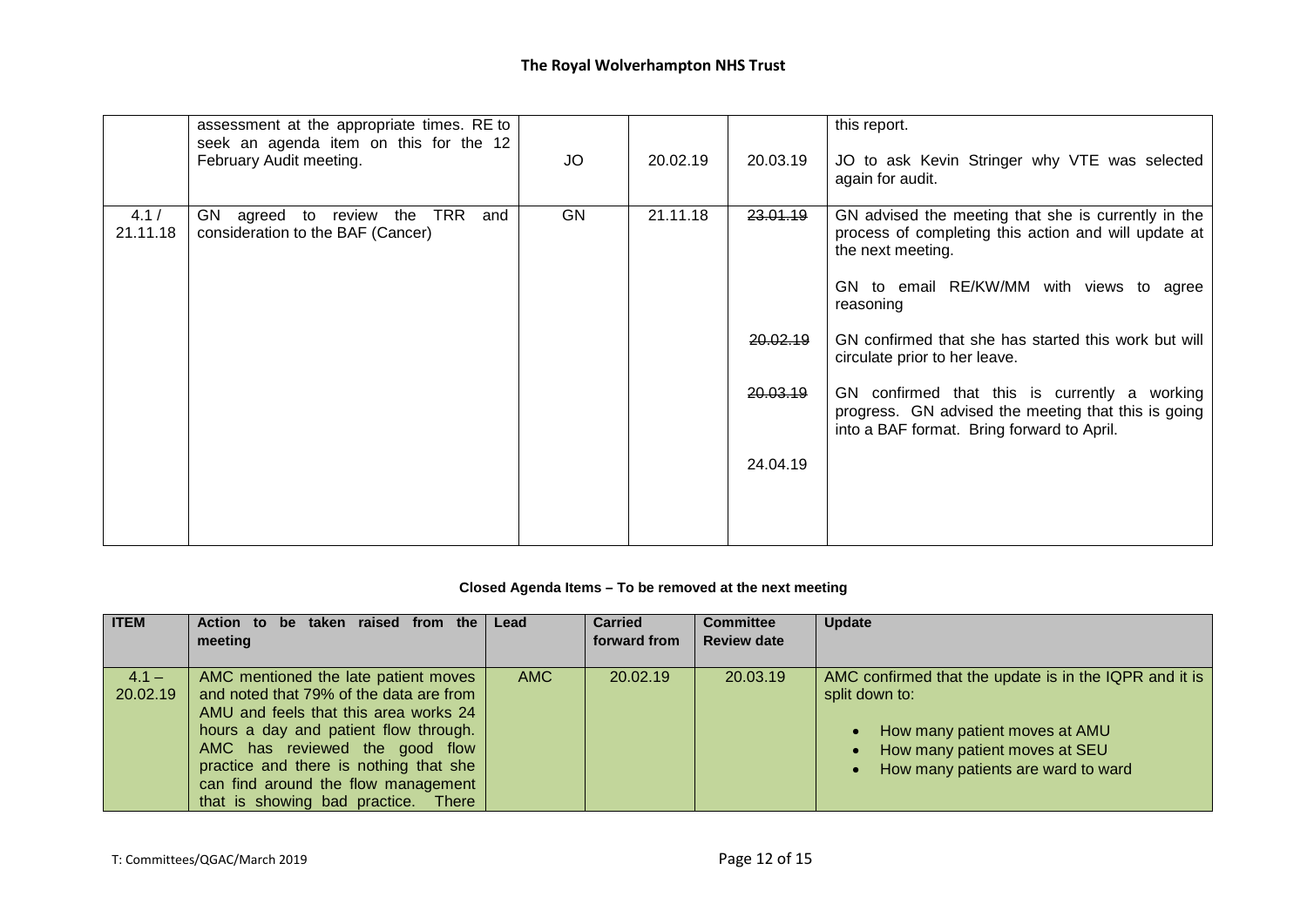| | | | | | |
|---|---|---|---|---|---|
| | assessment at the appropriate times. RE to seek an agenda item on this for the 12 February Audit meeting. | JO | 20.02.19 | 20.03.19 | this report.<br><br>JO to ask Kevin Stringer why VTE was selected again for audit. |
| 4.1 / 21.11.18 | GN agreed to review the TRR and consideration to the BAF (Cancer) | GN | 21.11.18 | ~~23.01.19~~<br><br><br><br><br>~~20.02.19~~<br><br><br>~~20.03.19~~<br><br><br><br>24.04.19 | GN advised the meeting that she is currently in the process of completing this action and will update at the next meeting.<br><br>GN to email RE/KW/MM with views to agree reasoning<br><br>GN confirmed that she has started this work but will circulate prior to her leave.<br><br>GN confirmed that this is currently a working progress. GN advised the meeting that this is going into a BAF format. Bring forward to April. |

**Closed Agenda Items – To be removed at the next meeting**

| ITEM | Action to be taken raised from the meeting | Lead | Carried forward from | Committee Review date | Update |
|---|---|---|---|---|---|
| 4.1 – 20.02.19 | AMC mentioned the late patient moves and noted that 79% of the data are from AMU and feels that this area works 24 hours a day and patient flow through. AMC has reviewed the good flow practice and there is nothing that she can find around the flow management that is showing bad practice. There | AMC | 20.02.19 | 20.03.19 | AMC confirmed that the update is in the IQPR and it is split down to:<br><br>• How many patient moves at AMU<br>• How many patient moves at SEU<br>• How many patients are ward to ward |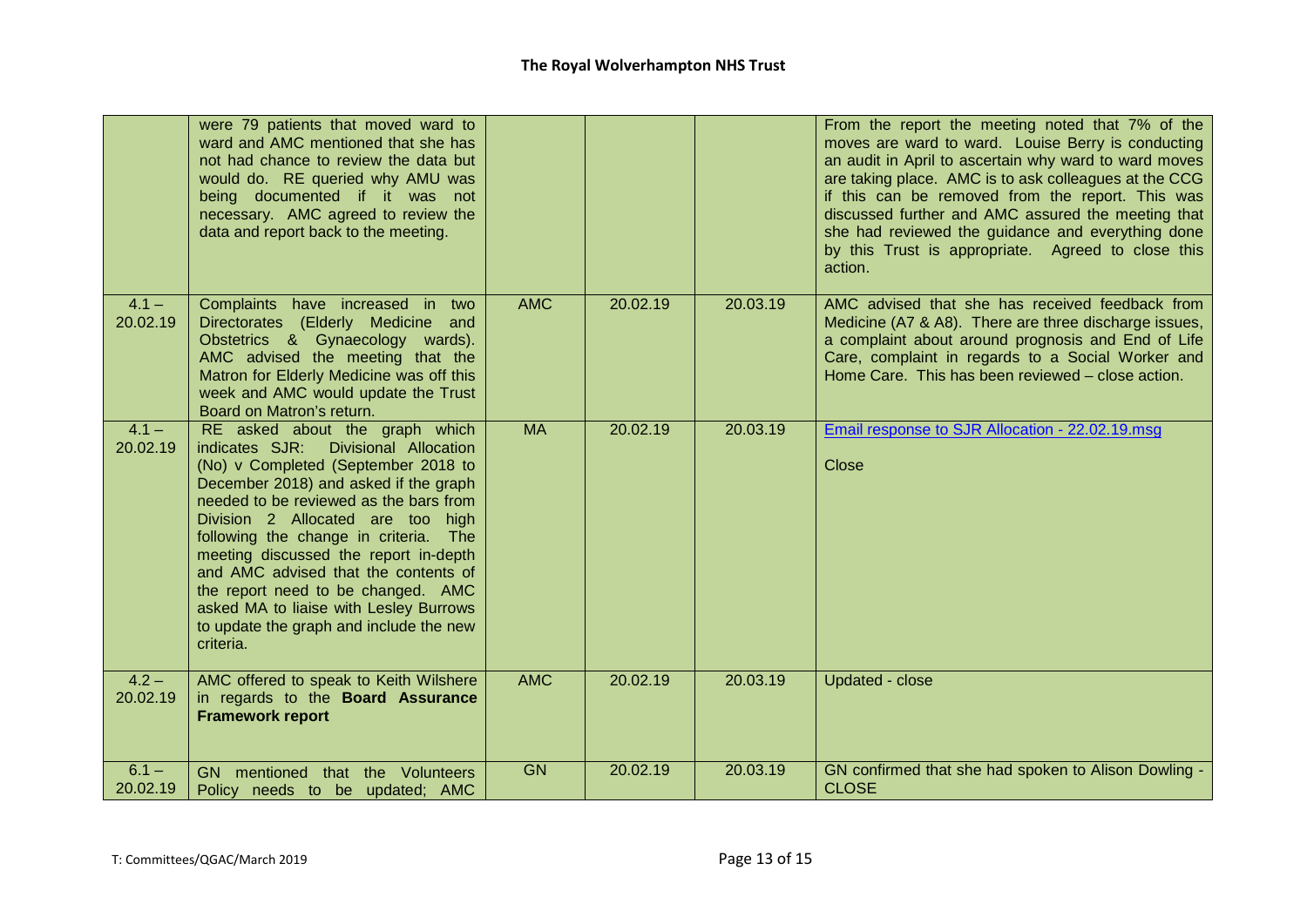| | | | | | |
|---|---|---|---|---|---|
| | were 79 patients that moved ward to ward and AMC mentioned that she has not had chance to review the data but would do. RE queried why AMU was being documented if it was not necessary. AMC agreed to review the data and report back to the meeting. | | | | From the report the meeting noted that 7% of the moves are ward to ward. Louise Berry is conducting an audit in April to ascertain why ward to ward moves are taking place. AMC is to ask colleagues at the CCG if this can be removed from the report. This was discussed further and AMC assured the meeting that she had reviewed the guidance and everything done by this Trust is appropriate. Agreed to close this action. |
| 4.1 – 20.02.19 | Complaints have increased in two Directorates (Elderly Medicine and Obstetrics & Gynaecology wards). AMC advised the meeting that the Matron for Elderly Medicine was off this week and AMC would update the Trust Board on Matron's return. | AMC | 20.02.19 | 20.03.19 | AMC advised that she has received feedback from Medicine (A7 & A8). There are three discharge issues, a complaint about around prognosis and End of Life Care, complaint in regards to a Social Worker and Home Care. This has been reviewed – close action. |
| 4.1 – 20.02.19 | RE asked about the graph which indicates SJR: Divisional Allocation (No) v Completed (September 2018 to December 2018) and asked if the graph needed to be reviewed as the bars from Division 2 Allocated are too high following the change in criteria. The meeting discussed the report in-depth and AMC advised that the contents of the report need to be changed. AMC asked MA to liaise with Lesley Burrows to update the graph and include the new criteria. | MA | 20.02.19 | 20.03.19 | Email response to SJR Allocation - 22.02.19.msg<br><br>Close |
| 4.2 – 20.02.19 | AMC offered to speak to Keith Wilshere in regards to the **Board Assurance Framework report** | AMC | 20.02.19 | 20.03.19 | Updated - close |
| 6.1 – 20.02.19 | GN mentioned that the Volunteers Policy needs to be updated; AMC | GN | 20.02.19 | 20.03.19 | GN confirmed that she had spoken to Alison Dowling - CLOSE |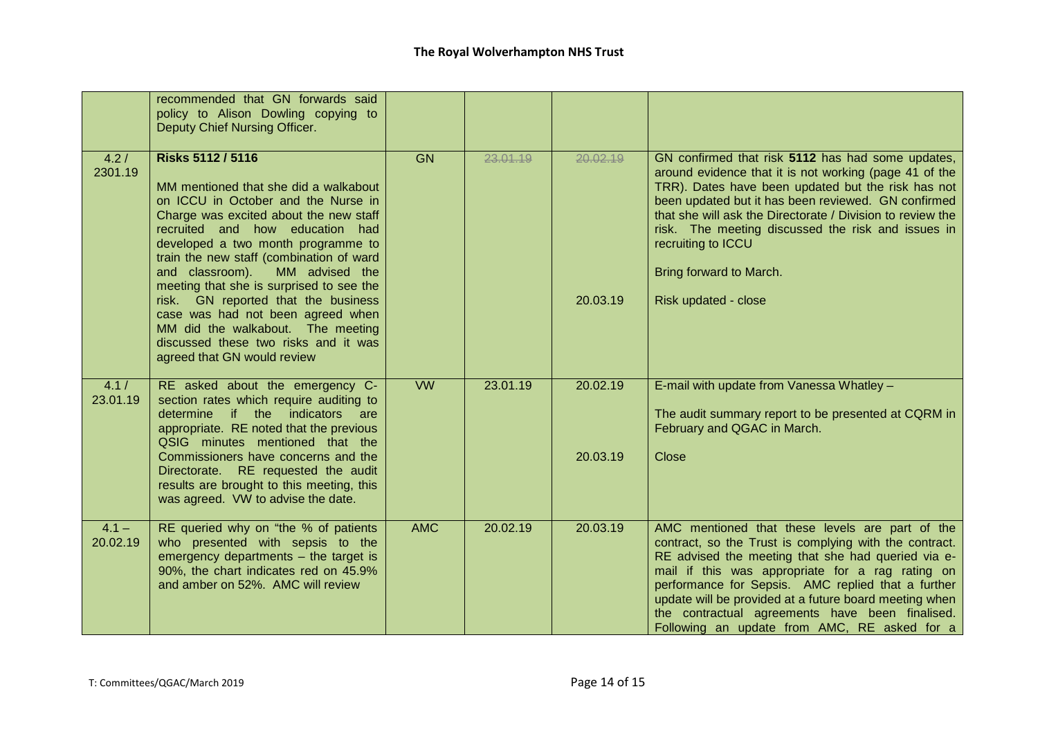| | recommended that GN forwards said policy to Alison Dowling copying to Deputy Chief Nursing Officer. | | | | |
|---|---|---|---|---|---|
| 4.2 / 2301.19 | **Risks 5112 / 5116**<br><br>MM mentioned that she did a walkabout on ICCU in October and the Nurse in Charge was excited about the new staff recruited and how education had developed a two month programme to train the new staff (combination of ward and classroom). MM advised the meeting that she is surprised to see the risk. GN reported that the business case was had not been agreed when MM did the walkabout. The meeting discussed these two risks and it was agreed that GN would review | GN | ~~23.01.19~~ | ~~20.02.19~~<br><br>20.03.19 | GN confirmed that risk **5112** has had some updates, around evidence that it is not working (page 41 of the TRR). Dates have been updated but the risk has not been updated but it has been reviewed. GN confirmed that she will ask the Directorate / Division to review the risk. The meeting discussed the risk and issues in recruiting to ICCU<br><br>Bring forward to March.<br><br>Risk updated - close |
| 4.1 / 23.01.19 | RE asked about the emergency C-section rates which require auditing to determine if the indicators are appropriate. RE noted that the previous QSIG minutes mentioned that the Commissioners have concerns and the Directorate. RE requested the audit results are brought to this meeting, this was agreed. VW to advise the date. | ~~VW~~ | 23.01.19 | 20.02.19<br><br>20.03.19 | E-mail with update from Vanessa Whatley –<br><br>The audit summary report to be presented at CQRM in February and QGAC in March.<br><br>Close |
| 4.1 – 20.02.19 | RE queried why on "the % of patients who presented with sepsis to the emergency departments – the target is 90%, the chart indicates red on 45.9% and amber on 52%. AMC will review | AMC | 20.02.19 | 20.03.19 | AMC mentioned that these levels are part of the contract, so the Trust is complying with the contract. RE advised the meeting that she had queried via e-mail if this was appropriate for a rag rating on performance for Sepsis. AMC replied that a further update will be provided at a future board meeting when the contractual agreements have been finalised. Following an update from AMC, RE asked for a |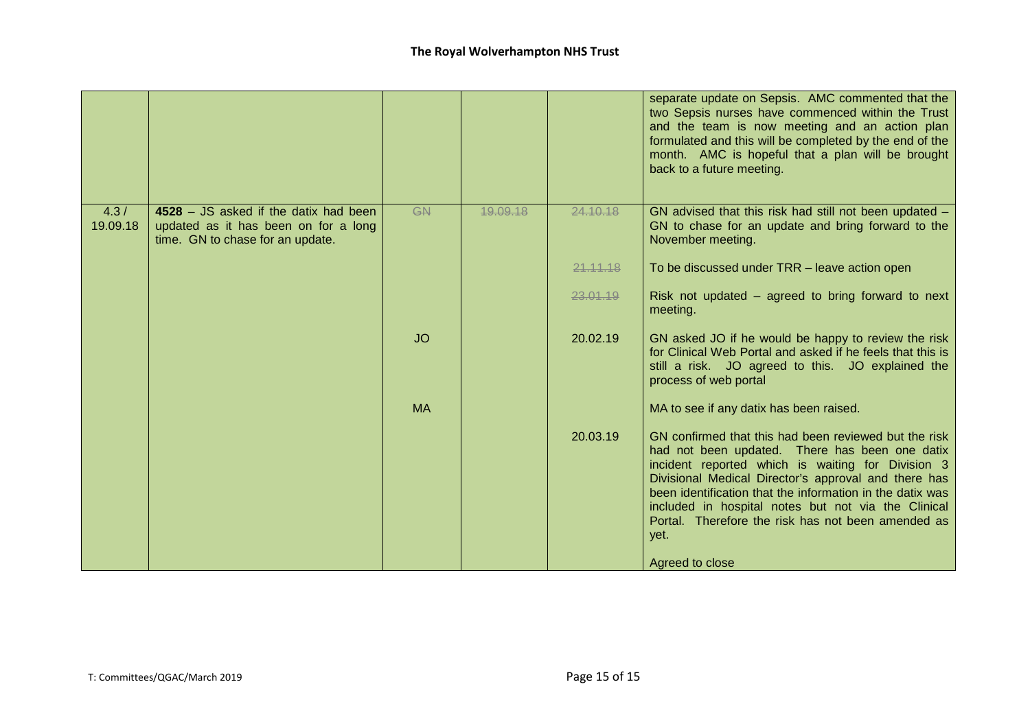| | | | | | |
|---|---|---|---|---|---|
| | | | | | separate update on Sepsis. AMC commented that the two Sepsis nurses have commenced within the Trust and the team is now meeting and an action plan formulated and this will be completed by the end of the month. AMC is hopeful that a plan will be brought back to a future meeting. |
| 4.3 / 19.09.18 | **4528** – JS asked if the datix had been updated as it has been on for a long time. GN to chase for an update. | ~~GN~~ | ~~19.09.18~~ | ~~24.10.18~~ | GN advised that this risk had still not been updated – GN to chase for an update and bring forward to the November meeting. |
| | | | | ~~21.11.18~~ | To be discussed under TRR – leave action open |
| | | | | ~~23.01.19~~ | Risk not updated – agreed to bring forward to next meeting. |
| | | JO | | 20.02.19 | GN asked JO if he would be happy to review the risk for Clinical Web Portal and asked if he feels that this is still a risk. JO agreed to this. JO explained the process of web portal |
| | | MA | | | MA to see if any datix has been raised. |
| | | | | 20.03.19 | GN confirmed that this had been reviewed but the risk had not been updated. There has been one datix incident reported which is waiting for Division 3 Divisional Medical Director's approval and there has been identification that the information in the datix was included in hospital notes but not via the Clinical Portal. Therefore the risk has not been amended as yet.<br><br>Agreed to close |